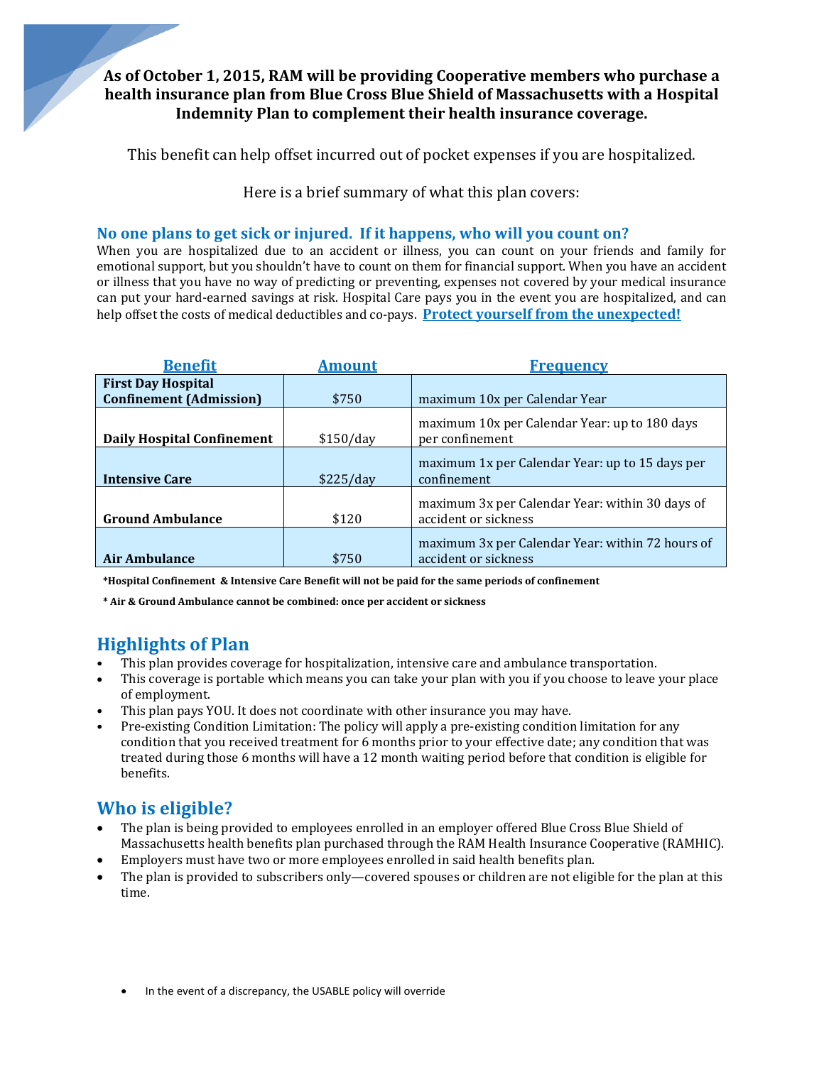**As of October 1, 2015, RAM will be providing Cooperative members who purchase a health insurance plan from Blue Cross Blue Shield of Massachusetts with a Hospital Indemnity Plan to complement their health insurance coverage.**

This benefit can help offset incurred out of pocket expenses if you are hospitalized.

Here is a brief summary of what this plan covers:

## No one plans to get sick or injured. If it happens, who will you count on?

When you are hospitalized due to an accident or illness, you can count on your friends and family for emotional support, but you shouldn't have to count on them for financial support. When you have an accident or illness that you have no way of predicting or preventing, expenses not covered by your medical insurance can put your hard-earned savings at risk. Hospital Care pays you in the event you are hospitalized, and can help offset the costs of medical deductibles and co-pays. **Protect yourself from the unexpected!**

| Benefit | Amount | Frequency |
|---|---|---|
| **First Day Hospital Confinement (Admission)** | $750 | maximum 10x per Calendar Year |
| **Daily Hospital Confinement** | $150/day | maximum 10x per Calendar Year: up to 180 days per confinement |
| **Intensive Care** | $225/day | maximum 1x per Calendar Year: up to 15 days per confinement |
| **Ground Ambulance** | $120 | maximum 3x per Calendar Year: within 30 days of accident or sickness |
| **Air Ambulance** | $750 | maximum 3x per Calendar Year: within 72 hours of accident or sickness |

**\*Hospital Confinement & Intensive Care Benefit will not be paid for the same periods of confinement**

**\* Air & Ground Ambulance cannot be combined: once per accident or sickness**

## Highlights of Plan

- This plan provides coverage for hospitalization, intensive care and ambulance transportation.
- This coverage is portable which means you can take your plan with you if you choose to leave your place of employment.
- This plan pays YOU. It does not coordinate with other insurance you may have.
- Pre-existing Condition Limitation: The policy will apply a pre-existing condition limitation for any condition that you received treatment for 6 months prior to your effective date; any condition that was treated during those 6 months will have a 12 month waiting period before that condition is eligible for benefits.

## Who is eligible?

- The plan is being provided to employees enrolled in an employer offered Blue Cross Blue Shield of Massachusetts health benefits plan purchased through the RAM Health Insurance Cooperative (RAMHIC).
- Employers must have two or more employees enrolled in said health benefits plan.
- The plan is provided to subscribers only—covered spouses or children are not eligible for the plan at this time.

- In the event of a discrepancy, the USABLE policy will override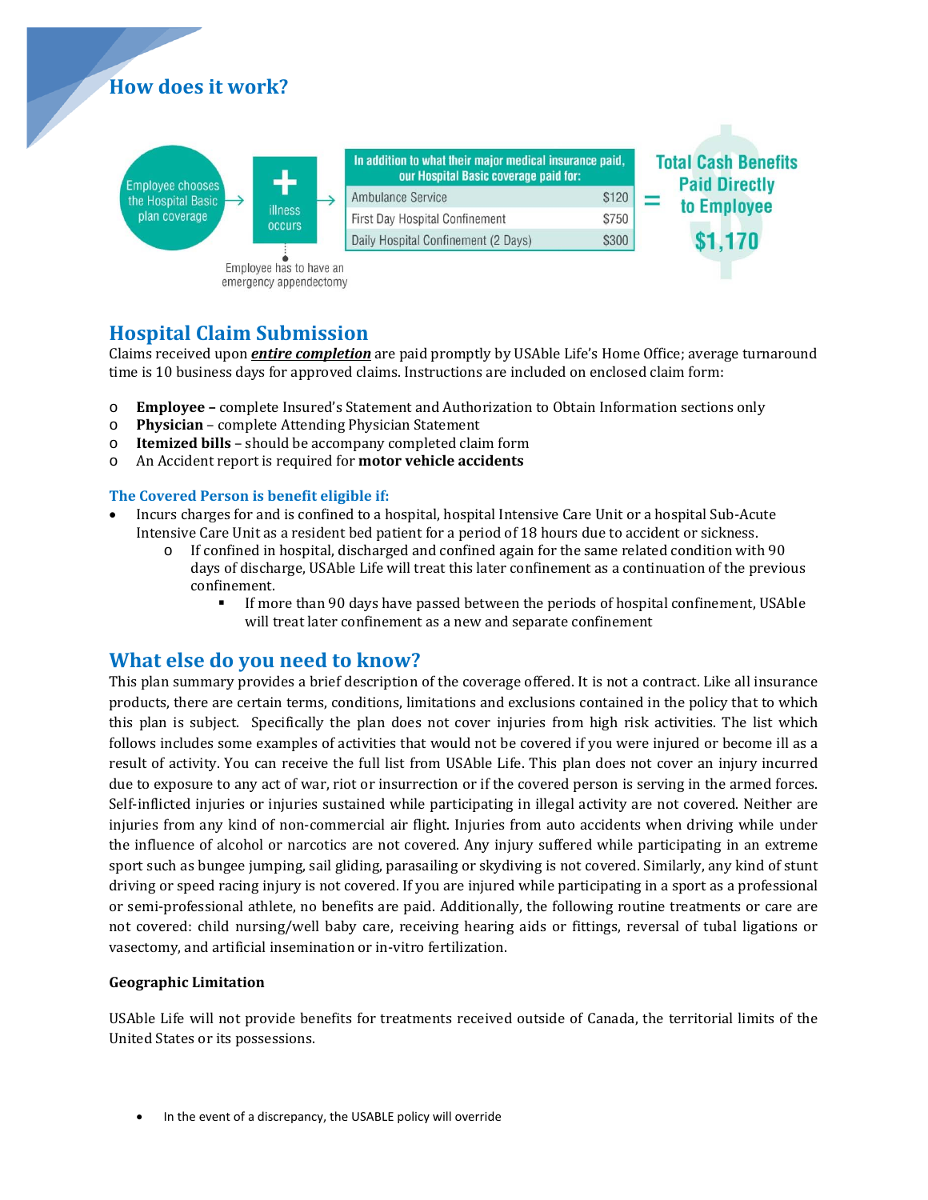## How does it work?

Employee chooses the Hospital Basic plan coverage → illness occurs →

Employee has to have an emergency appendectomy

| In addition to what their major medical insurance paid, our Hospital Basic coverage paid for: | |
|---|---|
| Ambulance Service | $120 |
| First Day Hospital Confinement | $750 |
| Daily Hospital Confinement (2 Days) | $300 |

= Total Cash Benefits Paid Directly to Employee **$1,170**

## Hospital Claim Submission

Claims received upon ***entire completion*** are paid promptly by USAble Life's Home Office; average turnaround time is 10 business days for approved claims. Instructions are included on enclosed claim form:

- **Employee –** complete Insured's Statement and Authorization to Obtain Information sections only
- **Physician** – complete Attending Physician Statement
- **Itemized bills** – should be accompany completed claim form
- An Accident report is required for **motor vehicle accidents**

### The Covered Person is benefit eligible if:

- Incurs charges for and is confined to a hospital, hospital Intensive Care Unit or a hospital Sub-Acute Intensive Care Unit as a resident bed patient for a period of 18 hours due to accident or sickness.
  - If confined in hospital, discharged and confined again for the same related condition with 90 days of discharge, USAble Life will treat this later confinement as a continuation of the previous confinement.
    - If more than 90 days have passed between the periods of hospital confinement, USAble will treat later confinement as a new and separate confinement

## What else do you need to know?

This plan summary provides a brief description of the coverage offered. It is not a contract. Like all insurance products, there are certain terms, conditions, limitations and exclusions contained in the policy that to which this plan is subject. Specifically the plan does not cover injuries from high risk activities. The list which follows includes some examples of activities that would not be covered if you were injured or become ill as a result of activity. You can receive the full list from USAble Life. This plan does not cover an injury incurred due to exposure to any act of war, riot or insurrection or if the covered person is serving in the armed forces. Self-inflicted injuries or injuries sustained while participating in illegal activity are not covered. Neither are injuries from any kind of non-commercial air flight. Injuries from auto accidents when driving while under the influence of alcohol or narcotics are not covered. Any injury suffered while participating in an extreme sport such as bungee jumping, sail gliding, parasailing or skydiving is not covered. Similarly, any kind of stunt driving or speed racing injury is not covered. If you are injured while participating in a sport as a professional or semi-professional athlete, no benefits are paid. Additionally, the following routine treatments or care are not covered: child nursing/well baby care, receiving hearing aids or fittings, reversal of tubal ligations or vasectomy, and artificial insemination or in-vitro fertilization.

**Geographic Limitation**

USAble Life will not provide benefits for treatments received outside of Canada, the territorial limits of the United States or its possessions.

- In the event of a discrepancy, the USABLE policy will override